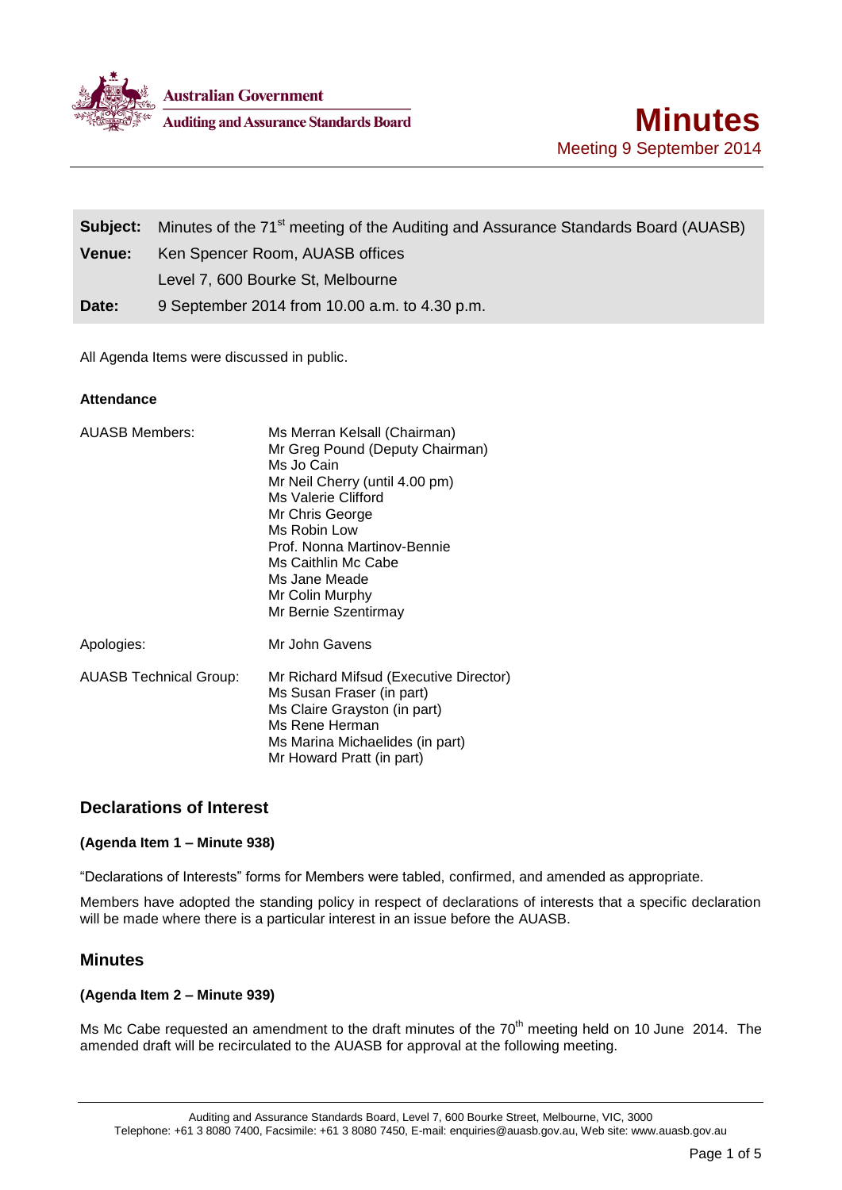Australian Government

Auditing and Assurance Standards Board

# Minutes

Meeting 9 September 2014

| | |
|---|---|
| **Subject:** | Minutes of the 71st meeting of the Auditing and Assurance Standards Board (AUASB) |
| **Venue:** | Ken Spencer Room, AUASB offices |
| | Level 7, 600 Bourke St, Melbourne |
| **Date:** | 9 September 2014 from 10.00 a.m. to 4.30 p.m. |

All Agenda Items were discussed in public.

**Attendance**

| | |
|---|---|
| AUASB Members: | Ms Merran Kelsall (Chairman)<br>Mr Greg Pound (Deputy Chairman)<br>Ms Jo Cain<br>Mr Neil Cherry (until 4.00 pm)<br>Ms Valerie Clifford<br>Mr Chris George<br>Ms Robin Low<br>Prof. Nonna Martinov-Bennie<br>Ms Caithlin Mc Cabe<br>Ms Jane Meade<br>Mr Colin Murphy<br>Mr Bernie Szentirmay |
| Apologies: | Mr John Gavens |
| AUASB Technical Group: | Mr Richard Mifsud (Executive Director)<br>Ms Susan Fraser (in part)<br>Ms Claire Grayston (in part)<br>Ms Rene Herman<br>Ms Marina Michaelides (in part)<br>Mr Howard Pratt (in part) |

## Declarations of Interest

**(Agenda Item 1 – Minute 938)**

"Declarations of Interests" forms for Members were tabled, confirmed, and amended as appropriate.

Members have adopted the standing policy in respect of declarations of interests that a specific declaration will be made where there is a particular interest in an issue before the AUASB.

## Minutes

**(Agenda Item 2 – Minute 939)**

Ms Mc Cabe requested an amendment to the draft minutes of the 70th meeting held on 10 June 2014. The amended draft will be recirculated to the AUASB for approval at the following meeting.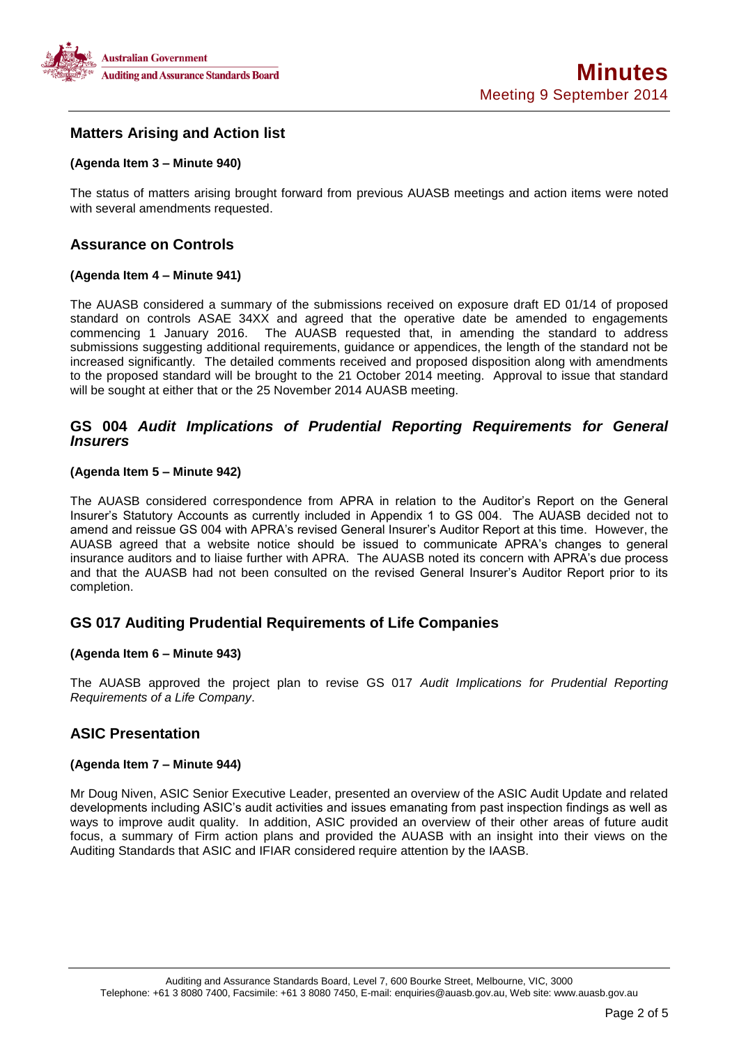## Matters Arising and Action list

**(Agenda Item 3 – Minute 940)**

The status of matters arising brought forward from previous AUASB meetings and action items were noted with several amendments requested.

## Assurance on Controls

**(Agenda Item 4 – Minute 941)**

The AUASB considered a summary of the submissions received on exposure draft ED 01/14 of proposed standard on controls ASAE 34XX and agreed that the operative date be amended to engagements commencing 1 January 2016. The AUASB requested that, in amending the standard to address submissions suggesting additional requirements, guidance or appendices, the length of the standard not be increased significantly. The detailed comments received and proposed disposition along with amendments to the proposed standard will be brought to the 21 October 2014 meeting. Approval to issue that standard will be sought at either that or the 25 November 2014 AUASB meeting.

## GS 004 *Audit Implications of Prudential Reporting Requirements for General Insurers*

**(Agenda Item 5 – Minute 942)**

The AUASB considered correspondence from APRA in relation to the Auditor's Report on the General Insurer's Statutory Accounts as currently included in Appendix 1 to GS 004. The AUASB decided not to amend and reissue GS 004 with APRA's revised General Insurer's Auditor Report at this time. However, the AUASB agreed that a website notice should be issued to communicate APRA's changes to general insurance auditors and to liaise further with APRA. The AUASB noted its concern with APRA's due process and that the AUASB had not been consulted on the revised General Insurer's Auditor Report prior to its completion.

## GS 017 Auditing Prudential Requirements of Life Companies

**(Agenda Item 6 – Minute 943)**

The AUASB approved the project plan to revise GS 017 *Audit Implications for Prudential Reporting Requirements of a Life Company*.

## ASIC Presentation

**(Agenda Item 7 – Minute 944)**

Mr Doug Niven, ASIC Senior Executive Leader, presented an overview of the ASIC Audit Update and related developments including ASIC's audit activities and issues emanating from past inspection findings as well as ways to improve audit quality. In addition, ASIC provided an overview of their other areas of future audit focus, a summary of Firm action plans and provided the AUASB with an insight into their views on the Auditing Standards that ASIC and IFIAR considered require attention by the IAASB.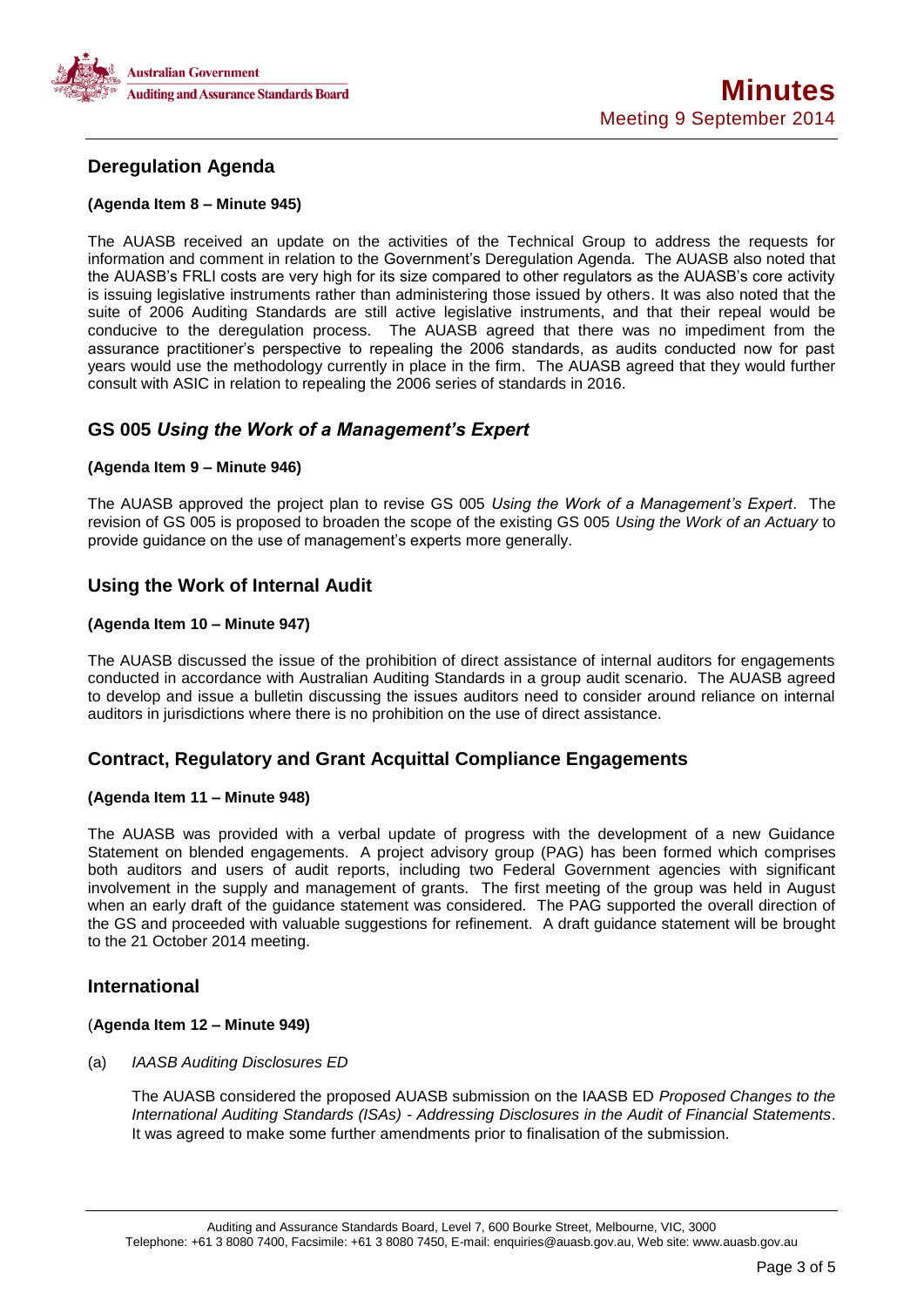## Deregulation Agenda

**(Agenda Item 8 – Minute 945)**

The AUASB received an update on the activities of the Technical Group to address the requests for information and comment in relation to the Government's Deregulation Agenda. The AUASB also noted that the AUASB's FRLI costs are very high for its size compared to other regulators as the AUASB's core activity is issuing legislative instruments rather than administering those issued by others. It was also noted that the suite of 2006 Auditing Standards are still active legislative instruments, and that their repeal would be conducive to the deregulation process. The AUASB agreed that there was no impediment from the assurance practitioner's perspective to repealing the 2006 standards, as audits conducted now for past years would use the methodology currently in place in the firm. The AUASB agreed that they would further consult with ASIC in relation to repealing the 2006 series of standards in 2016.

## GS 005 *Using the Work of a Management's Expert*

**(Agenda Item 9 – Minute 946)**

The AUASB approved the project plan to revise GS 005 *Using the Work of a Management's Expert*. The revision of GS 005 is proposed to broaden the scope of the existing GS 005 *Using the Work of an Actuary* to provide guidance on the use of management's experts more generally.

## Using the Work of Internal Audit

**(Agenda Item 10 – Minute 947)**

The AUASB discussed the issue of the prohibition of direct assistance of internal auditors for engagements conducted in accordance with Australian Auditing Standards in a group audit scenario. The AUASB agreed to develop and issue a bulletin discussing the issues auditors need to consider around reliance on internal auditors in jurisdictions where there is no prohibition on the use of direct assistance.

## Contract, Regulatory and Grant Acquittal Compliance Engagements

**(Agenda Item 11 – Minute 948)**

The AUASB was provided with a verbal update of progress with the development of a new Guidance Statement on blended engagements. A project advisory group (PAG) has been formed which comprises both auditors and users of audit reports, including two Federal Government agencies with significant involvement in the supply and management of grants. The first meeting of the group was held in August when an early draft of the guidance statement was considered. The PAG supported the overall direction of the GS and proceeded with valuable suggestions for refinement. A draft guidance statement will be brought to the 21 October 2014 meeting.

## International

(**Agenda Item 12 – Minute 949)**

(a) *IAASB Auditing Disclosures ED*

The AUASB considered the proposed AUASB submission on the IAASB ED *Proposed Changes to the International Auditing Standards (ISAs) - Addressing Disclosures in the Audit of Financial Statements*. It was agreed to make some further amendments prior to finalisation of the submission.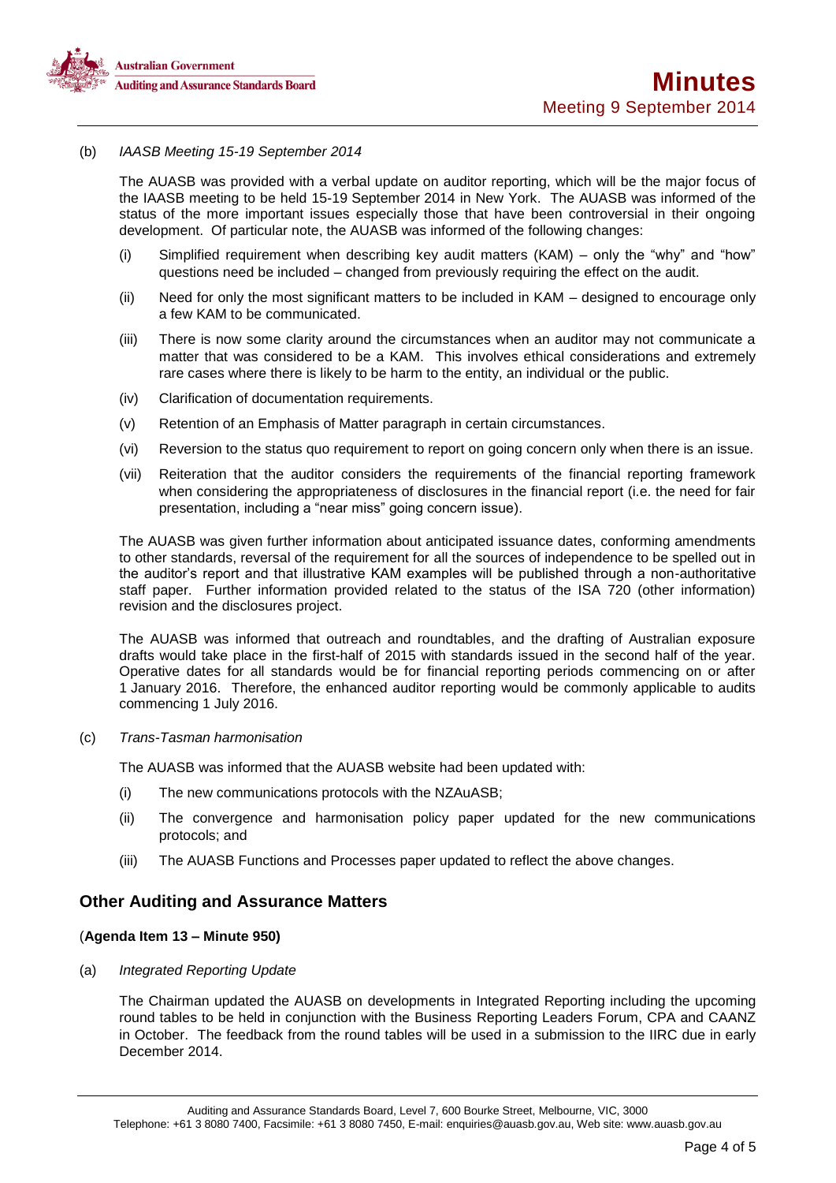(b) *IAASB Meeting 15-19 September 2014*

The AUASB was provided with a verbal update on auditor reporting, which will be the major focus of the IAASB meeting to be held 15-19 September 2014 in New York. The AUASB was informed of the status of the more important issues especially those that have been controversial in their ongoing development. Of particular note, the AUASB was informed of the following changes:

(i) Simplified requirement when describing key audit matters (KAM) – only the "why" and "how" questions need be included – changed from previously requiring the effect on the audit.

(ii) Need for only the most significant matters to be included in KAM – designed to encourage only a few KAM to be communicated.

(iii) There is now some clarity around the circumstances when an auditor may not communicate a matter that was considered to be a KAM. This involves ethical considerations and extremely rare cases where there is likely to be harm to the entity, an individual or the public.

(iv) Clarification of documentation requirements.

(v) Retention of an Emphasis of Matter paragraph in certain circumstances.

(vi) Reversion to the status quo requirement to report on going concern only when there is an issue.

(vii) Reiteration that the auditor considers the requirements of the financial reporting framework when considering the appropriateness of disclosures in the financial report (i.e. the need for fair presentation, including a "near miss" going concern issue).

The AUASB was given further information about anticipated issuance dates, conforming amendments to other standards, reversal of the requirement for all the sources of independence to be spelled out in the auditor's report and that illustrative KAM examples will be published through a non-authoritative staff paper. Further information provided related to the status of the ISA 720 (other information) revision and the disclosures project.

The AUASB was informed that outreach and roundtables, and the drafting of Australian exposure drafts would take place in the first-half of 2015 with standards issued in the second half of the year. Operative dates for all standards would be for financial reporting periods commencing on or after 1 January 2016. Therefore, the enhanced auditor reporting would be commonly applicable to audits commencing 1 July 2016.

(c) *Trans-Tasman harmonisation*

The AUASB was informed that the AUASB website had been updated with:

(i) The new communications protocols with the NZAuASB;

(ii) The convergence and harmonisation policy paper updated for the new communications protocols; and

(iii) The AUASB Functions and Processes paper updated to reflect the above changes.

## Other Auditing and Assurance Matters

(**Agenda Item 13 – Minute 950)**

(a) *Integrated Reporting Update*

The Chairman updated the AUASB on developments in Integrated Reporting including the upcoming round tables to be held in conjunction with the Business Reporting Leaders Forum, CPA and CAANZ in October. The feedback from the round tables will be used in a submission to the IIRC due in early December 2014.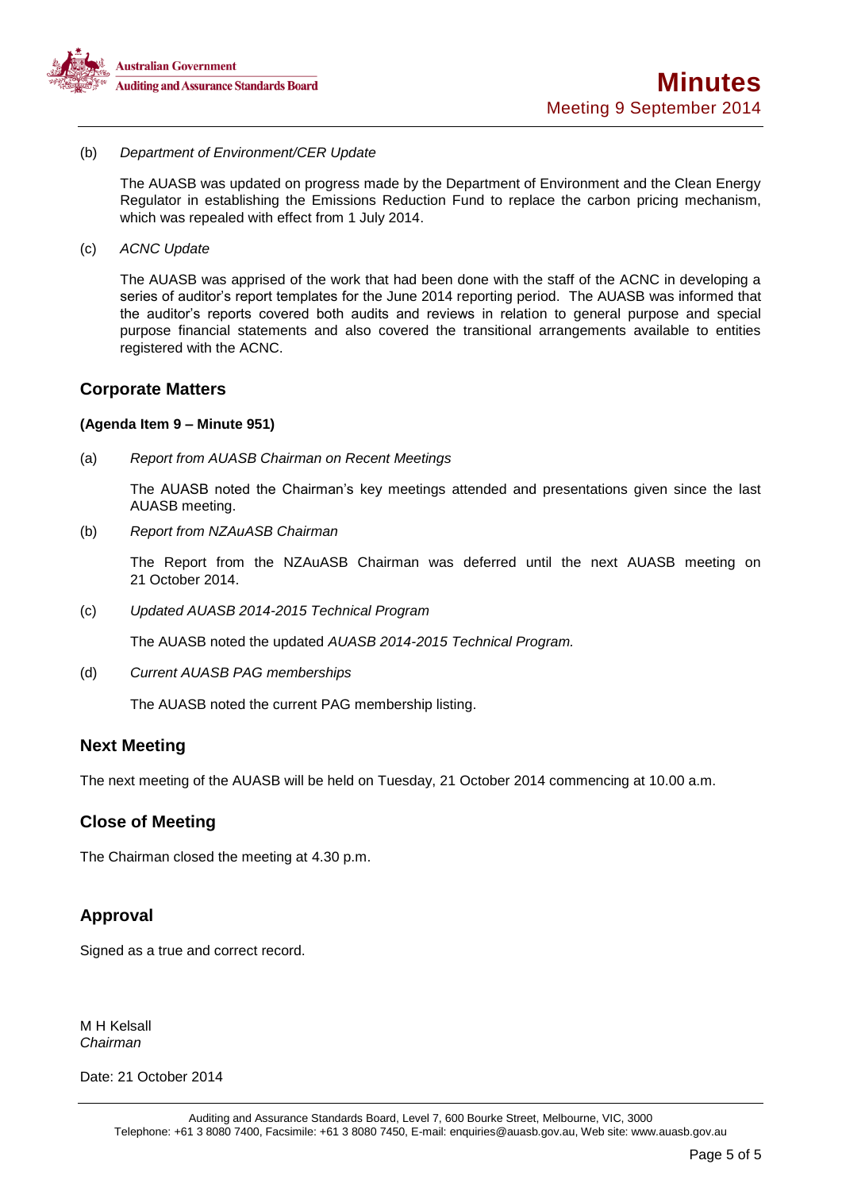(b) *Department of Environment/CER Update*

The AUASB was updated on progress made by the Department of Environment and the Clean Energy Regulator in establishing the Emissions Reduction Fund to replace the carbon pricing mechanism, which was repealed with effect from 1 July 2014.

(c) *ACNC Update*

The AUASB was apprised of the work that had been done with the staff of the ACNC in developing a series of auditor's report templates for the June 2014 reporting period. The AUASB was informed that the auditor's reports covered both audits and reviews in relation to general purpose and special purpose financial statements and also covered the transitional arrangements available to entities registered with the ACNC.

## Corporate Matters

**(Agenda Item 9 – Minute 951)**

(a) *Report from AUASB Chairman on Recent Meetings*

The AUASB noted the Chairman's key meetings attended and presentations given since the last AUASB meeting.

(b) *Report from NZAuASB Chairman*

The Report from the NZAuASB Chairman was deferred until the next AUASB meeting on 21 October 2014.

(c) *Updated AUASB 2014-2015 Technical Program*

The AUASB noted the updated *AUASB 2014-2015 Technical Program.*

(d) *Current AUASB PAG memberships*

The AUASB noted the current PAG membership listing.

## Next Meeting

The next meeting of the AUASB will be held on Tuesday, 21 October 2014 commencing at 10.00 a.m.

## Close of Meeting

The Chairman closed the meeting at 4.30 p.m.

## Approval

Signed as a true and correct record.

M H Kelsall
*Chairman*

Date: 21 October 2014